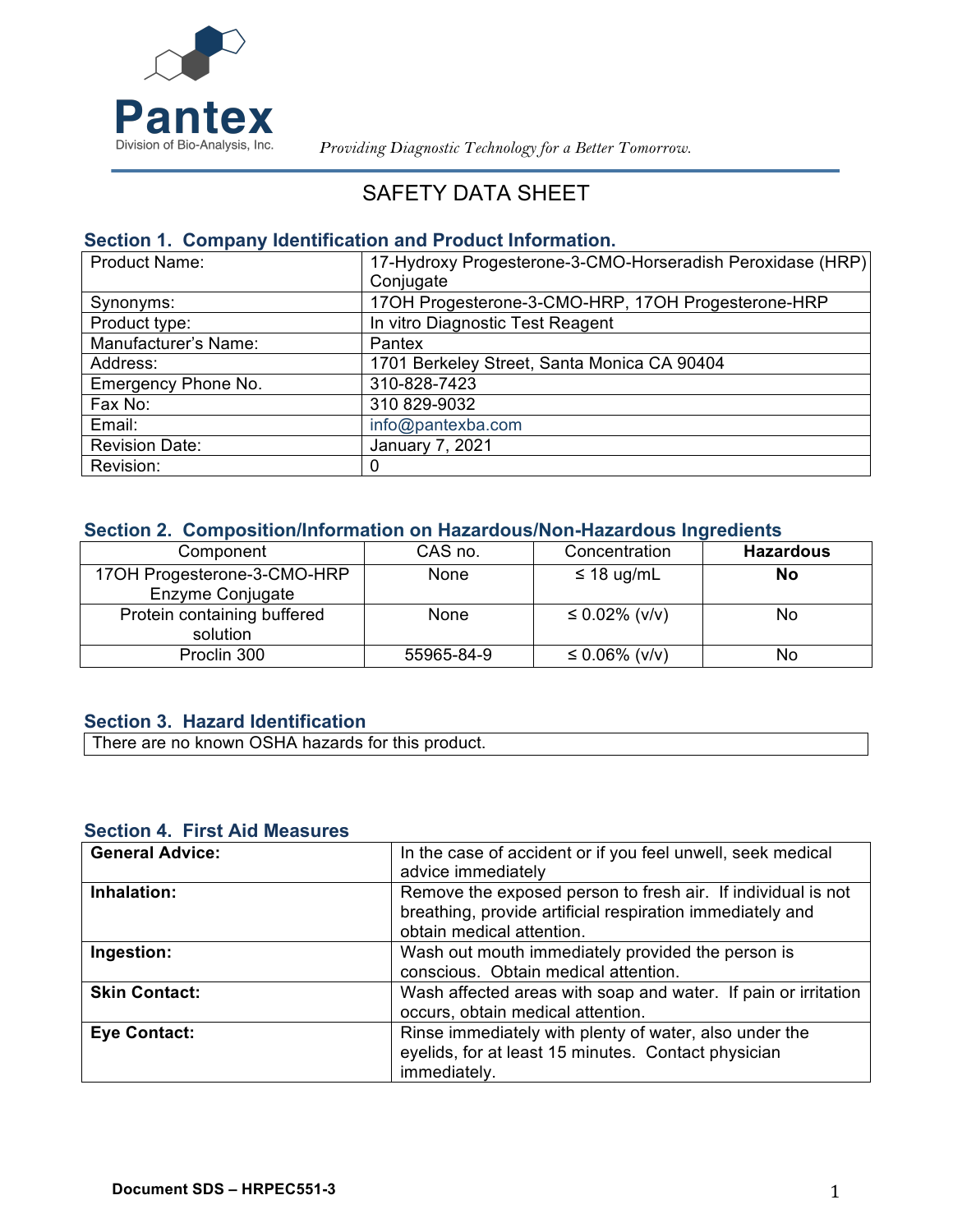Pantex

Division of Bio-Analysis, Inc.

*Providing Diagnostic Technology for a Better Tomorrow.*

# SAFETY DATA SHEET

## Section 1. Company Identification and Product Information.

| | |
|---|---|
| Product Name: | 17-Hydroxy Progesterone-3-CMO-Horseradish Peroxidase (HRP) Conjugate |
| Synonyms: | 17OH Progesterone-3-CMO-HRP, 17OH Progesterone-HRP |
| Product type: | In vitro Diagnostic Test Reagent |
| Manufacturer's Name: | Pantex |
| Address: | 1701 Berkeley Street, Santa Monica CA 90404 |
| Emergency Phone No. | 310-828-7423 |
| Fax No: | 310 829-9032 |
| Email: | info@pantexba.com |
| Revision Date: | January 7, 2021 |
| Revision: | 0 |

## Section 2. Composition/Information on Hazardous/Non-Hazardous Ingredients

| Component | CAS no. | Concentration | **Hazardous** |
|---|---|---|---|
| 17OH Progesterone-3-CMO-HRP Enzyme Conjugate | None | ≤ 18 ug/mL | **No** |
| Protein containing buffered solution | None | ≤ 0.02% (v/v) | No |
| Proclin 300 | 55965-84-9 | ≤ 0.06% (v/v) | No |

## Section 3. Hazard Identification

There are no known OSHA hazards for this product.

## Section 4. First Aid Measures

| | |
|---|---|
| **General Advice:** | In the case of accident or if you feel unwell, seek medical advice immediately |
| **Inhalation:** | Remove the exposed person to fresh air. If individual is not breathing, provide artificial respiration immediately and obtain medical attention. |
| **Ingestion:** | Wash out mouth immediately provided the person is conscious. Obtain medical attention. |
| **Skin Contact:** | Wash affected areas with soap and water. If pain or irritation occurs, obtain medical attention. |
| **Eye Contact:** | Rinse immediately with plenty of water, also under the eyelids, for at least 15 minutes. Contact physician immediately. |

**Document SDS – HRPEC551-3**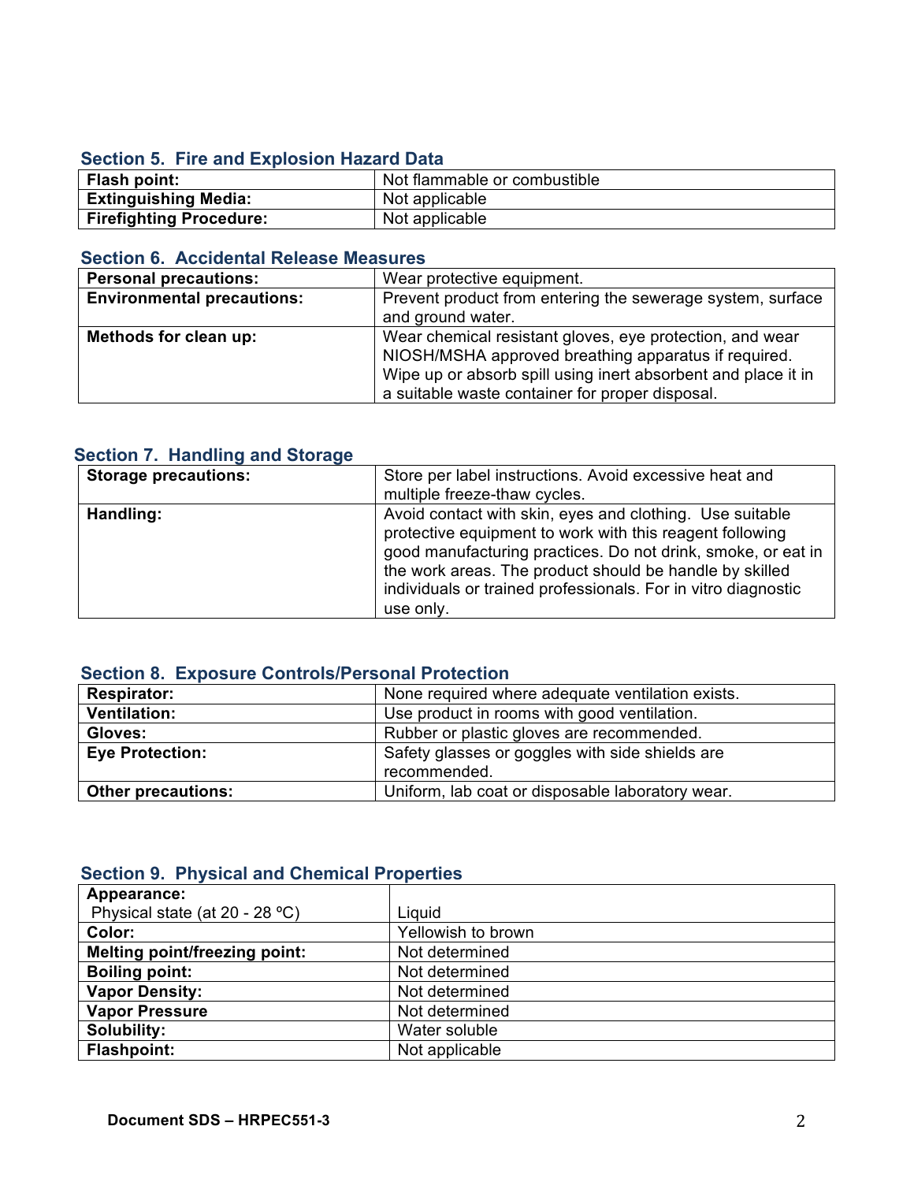## Section 5. Fire and Explosion Hazard Data

| | |
|---|---|
| **Flash point:** | Not flammable or combustible |
| **Extinguishing Media:** | Not applicable |
| **Firefighting Procedure:** | Not applicable |

## Section 6. Accidental Release Measures

| | |
|---|---|
| **Personal precautions:** | Wear protective equipment. |
| **Environmental precautions:** | Prevent product from entering the sewerage system, surface and ground water. |
| **Methods for clean up:** | Wear chemical resistant gloves, eye protection, and wear NIOSH/MSHA approved breathing apparatus if required. Wipe up or absorb spill using inert absorbent and place it in a suitable waste container for proper disposal. |

## Section 7. Handling and Storage

| | |
|---|---|
| **Storage precautions:** | Store per label instructions. Avoid excessive heat and multiple freeze-thaw cycles. |
| **Handling:** | Avoid contact with skin, eyes and clothing. Use suitable protective equipment to work with this reagent following good manufacturing practices. Do not drink, smoke, or eat in the work areas. The product should be handle by skilled individuals or trained professionals. For in vitro diagnostic use only. |

## Section 8. Exposure Controls/Personal Protection

| | |
|---|---|
| **Respirator:** | None required where adequate ventilation exists. |
| **Ventilation:** | Use product in rooms with good ventilation. |
| **Gloves:** | Rubber or plastic gloves are recommended. |
| **Eye Protection:** | Safety glasses or goggles with side shields are recommended. |
| **Other precautions:** | Uniform, lab coat or disposable laboratory wear. |

## Section 9. Physical and Chemical Properties

| | |
|---|---|
| **Appearance:** Physical state (at 20 - 28 ºC) | Liquid |
| **Color:** | Yellowish to brown |
| **Melting point/freezing point:** | Not determined |
| **Boiling point:** | Not determined |
| **Vapor Density:** | Not determined |
| **Vapor Pressure** | Not determined |
| **Solubility:** | Water soluble |
| **Flashpoint:** | Not applicable |

**Document SDS – HRPEC551-3**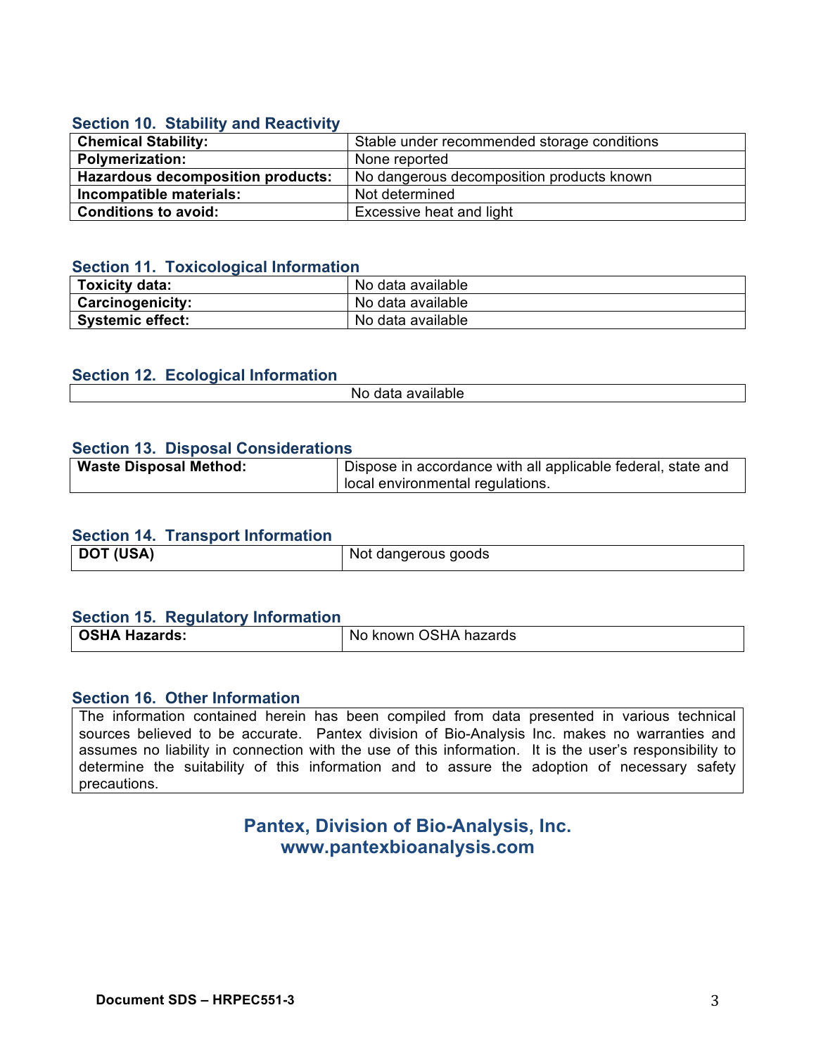## Section 10. Stability and Reactivity

| | |
|---|---|
| **Chemical Stability:** | Stable under recommended storage conditions |
| **Polymerization:** | None reported |
| **Hazardous decomposition products:** | No dangerous decomposition products known |
| **Incompatible materials:** | Not determined |
| **Conditions to avoid:** | Excessive heat and light |

## Section 11. Toxicological Information

| | |
|---|---|
| **Toxicity data:** | No data available |
| **Carcinogenicity:** | No data available |
| **Systemic effect:** | No data available |

## Section 12. Ecological Information

| |
|---|
| No data available |

## Section 13. Disposal Considerations

| | |
|---|---|
| **Waste Disposal Method:** | Dispose in accordance with all applicable federal, state and local environmental regulations. |

## Section 14. Transport Information

| | |
|---|---|
| **DOT (USA)** | Not dangerous goods |

## Section 15. Regulatory Information

| | |
|---|---|
| **OSHA Hazards:** | No known OSHA hazards |

## Section 16. Other Information

The information contained herein has been compiled from data presented in various technical sources believed to be accurate. Pantex division of Bio-Analysis Inc. makes no warranties and assumes no liability in connection with the use of this information. It is the user's responsibility to determine the suitability of this information and to assure the adoption of necessary safety precautions.

**Pantex, Division of Bio-Analysis, Inc.**
**www.pantexbioanalysis.com**

**Document SDS – HRPEC551-3**